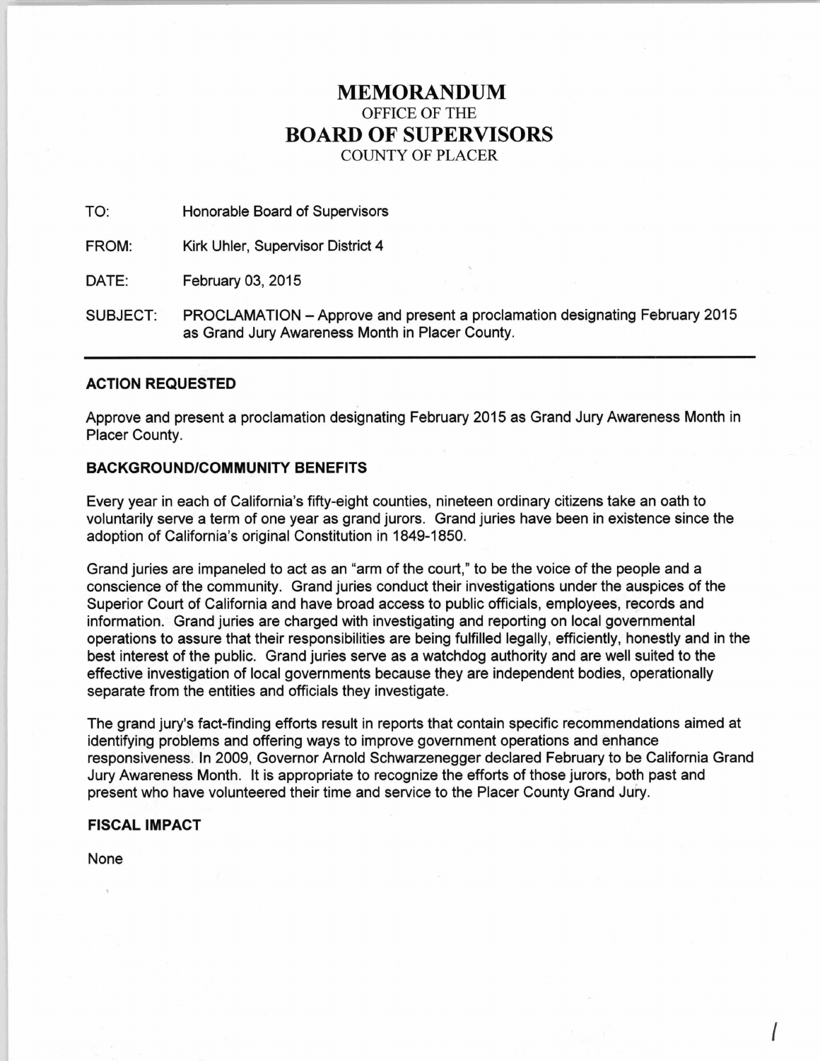# MEMORANDUM

OFFICE OF THE

# BOARD OF SUPERVISORS

COUNTY OF PLACER

TO: Honorable Board of Supervisors

FROM: Kirk Uhler, Supervisor District 4

DATE: February 03, 2015

SUBJECT: PROCLAMATION – Approve and present a proclamation designating February 2015 as Grand Jury Awareness Month in Placer County.

---

### ACTION REQUESTED

Approve and present a proclamation designating February 2015 as Grand Jury Awareness Month in Placer County.

### BACKGROUND/COMMUNITY BENEFITS

Every year in each of California's fifty-eight counties, nineteen ordinary citizens take an oath to voluntarily serve a term of one year as grand jurors. Grand juries have been in existence since the adoption of California's original Constitution in 1849-1850.

Grand juries are impaneled to act as an "arm of the court," to be the voice of the people and a conscience of the community. Grand juries conduct their investigations under the auspices of the Superior Court of California and have broad access to public officials, employees, records and information. Grand juries are charged with investigating and reporting on local governmental operations to assure that their responsibilities are being fulfilled legally, efficiently, honestly and in the best interest of the public. Grand juries serve as a watchdog authority and are well suited to the effective investigation of local governments because they are independent bodies, operationally separate from the entities and officials they investigate.

The grand jury's fact-finding efforts result in reports that contain specific recommendations aimed at identifying problems and offering ways to improve government operations and enhance responsiveness. In 2009, Governor Arnold Schwarzenegger declared February to be California Grand Jury Awareness Month. It is appropriate to recognize the efforts of those jurors, both past and present who have volunteered their time and service to the Placer County Grand Jury.

### FISCAL IMPACT

None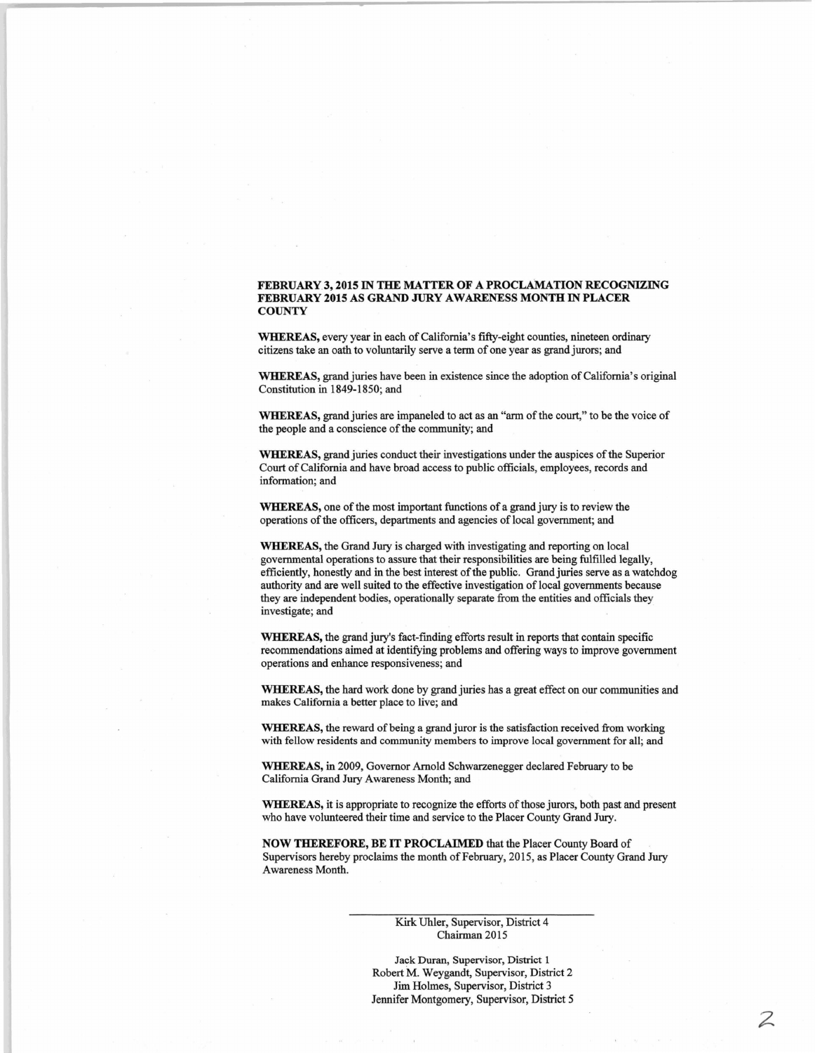**FEBRUARY 3, 2015 IN THE MATTER OF A PROCLAMATION RECOGNIZING FEBRUARY 2015 AS GRAND JURY AWARENESS MONTH IN PLACER COUNTY**

**WHEREAS,** every year in each of California's fifty-eight counties, nineteen ordinary citizens take an oath to voluntarily serve a term of one year as grand jurors; and

**WHEREAS,** grand juries have been in existence since the adoption of California's original Constitution in 1849-1850; and

**WHEREAS,** grand juries are impaneled to act as an "arm of the court," to be the voice of the people and a conscience of the community; and

**WHEREAS,** grand juries conduct their investigations under the auspices of the Superior Court of California and have broad access to public officials, employees, records and information; and

**WHEREAS,** one of the most important functions of a grand jury is to review the operations of the officers, departments and agencies of local government; and

**WHEREAS,** the Grand Jury is charged with investigating and reporting on local governmental operations to assure that their responsibilities are being fulfilled legally, efficiently, honestly and in the best interest of the public. Grand juries serve as a watchdog authority and are well suited to the effective investigation of local governments because they are independent bodies, operationally separate from the entities and officials they investigate; and

**WHEREAS,** the grand jury's fact-finding efforts result in reports that contain specific recommendations aimed at identifying problems and offering ways to improve government operations and enhance responsiveness; and

**WHEREAS,** the hard work done by grand juries has a great effect on our communities and makes California a better place to live; and

**WHEREAS,** the reward of being a grand juror is the satisfaction received from working with fellow residents and community members to improve local government for all; and

**WHEREAS,** in 2009, Governor Arnold Schwarzenegger declared February to be California Grand Jury Awareness Month; and

**WHEREAS,** it is appropriate to recognize the efforts of those jurors, both past and present who have volunteered their time and service to the Placer County Grand Jury.

**NOW THEREFORE, BE IT PROCLAIMED** that the Placer County Board of Supervisors hereby proclaims the month of February, 2015, as Placer County Grand Jury Awareness Month.

\_\_\_\_\_\_\_\_\_\_\_\_\_\_\_\_\_\_\_\_\_\_\_\_\_\_\_\_\_\_\_\_\_\_\_\_

Kirk Uhler, Supervisor, District 4
Chairman 2015

Jack Duran, Supervisor, District 1
Robert M. Weygandt, Supervisor, District 2
Jim Holmes, Supervisor, District 3
Jennifer Montgomery, Supervisor, District 5